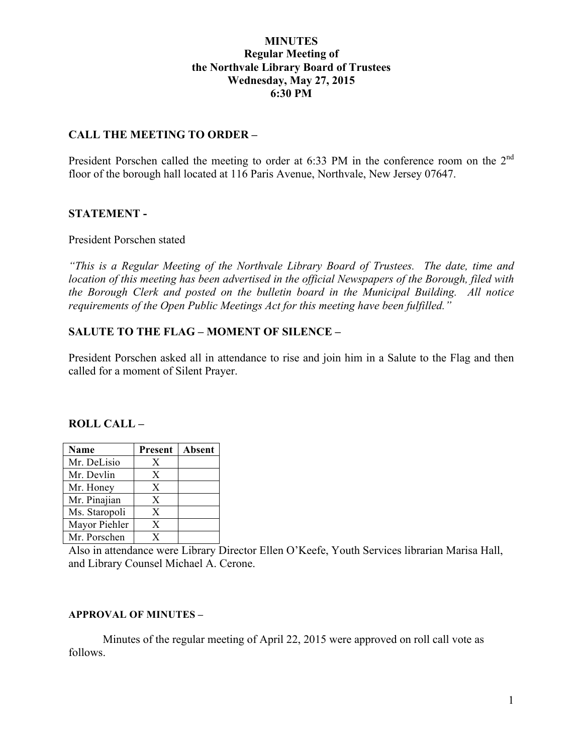# MINUTES
## Regular Meeting of the Northvale Library Board of Trustees
## Wednesday, May 27, 2015
## 6:30 PM

### CALL THE MEETING TO ORDER –

President Porschen called the meeting to order at 6:33 PM in the conference room on the 2nd floor of the borough hall located at 116 Paris Avenue, Northvale, New Jersey 07647.

### STATEMENT -

President Porschen stated

*"This is a Regular Meeting of the Northvale Library Board of Trustees. The date, time and location of this meeting has been advertised in the official Newspapers of the Borough, filed with the Borough Clerk and posted on the bulletin board in the Municipal Building. All notice requirements of the Open Public Meetings Act for this meeting have been fulfilled."*

### SALUTE TO THE FLAG – MOMENT OF SILENCE –

President Porschen asked all in attendance to rise and join him in a Salute to the Flag and then called for a moment of Silent Prayer.

### ROLL CALL –

| Name | Present | Absent |
|---|---|---|
| Mr. DeLisio | X | |
| Mr. Devlin | X | |
| Mr. Honey | X | |
| Mr. Pinajian | X | |
| Ms. Staropoli | X | |
| Mayor Piehler | X | |
| Mr. Porschen | X | |

Also in attendance were Library Director Ellen O'Keefe, Youth Services librarian Marisa Hall, and Library Counsel Michael A. Cerone.

### APPROVAL OF MINUTES –

Minutes of the regular meeting of April 22, 2015 were approved on roll call vote as follows.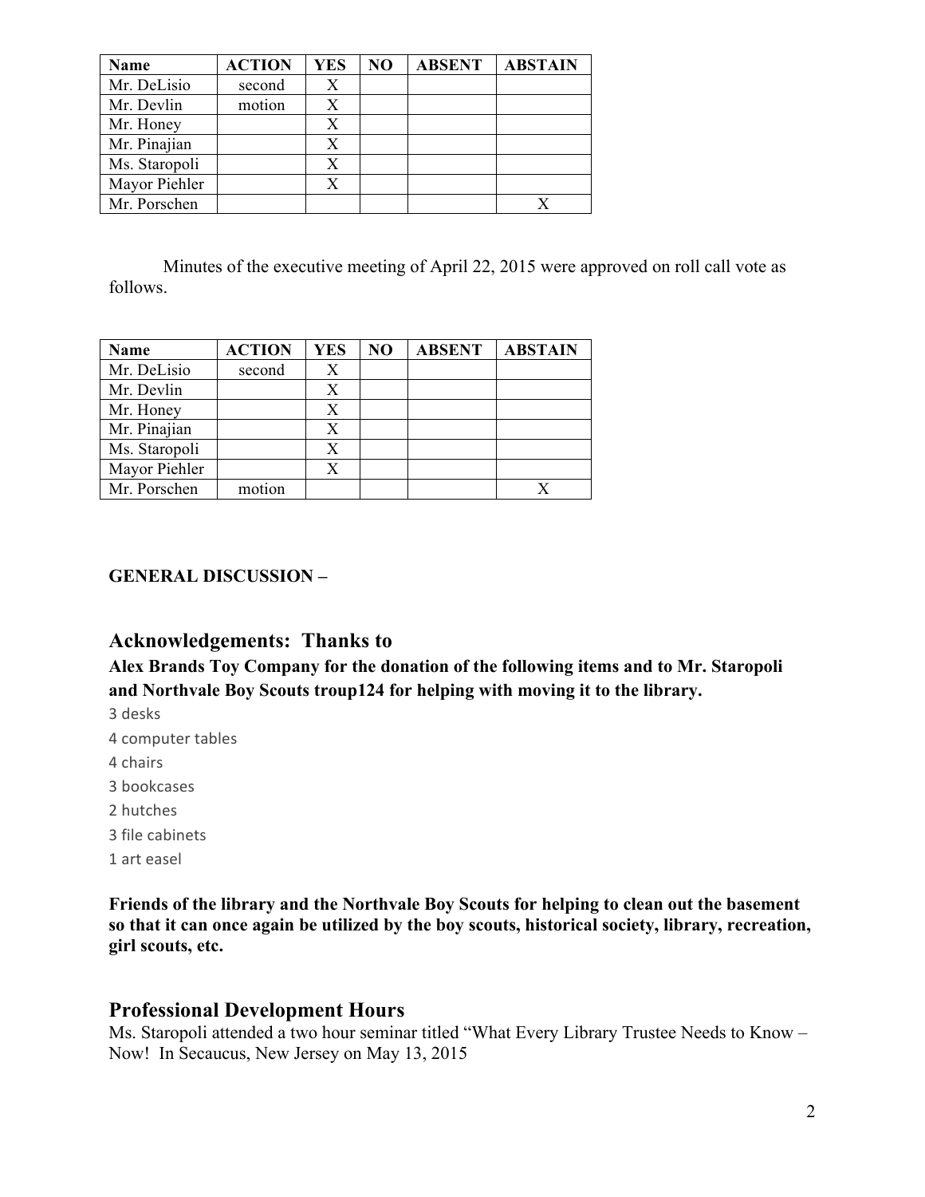| Name | ACTION | YES | NO | ABSENT | ABSTAIN |
|---|---|---|---|---|---|
| Mr. DeLisio | second | X | | | |
| Mr. Devlin | motion | X | | | |
| Mr. Honey | | X | | | |
| Mr. Pinajian | | X | | | |
| Ms. Staropoli | | X | | | |
| Mayor Piehler | | X | | | |
| Mr. Porschen | | | | | X |

Minutes of the executive meeting of April 22, 2015 were approved on roll call vote as follows.

| Name | ACTION | YES | NO | ABSENT | ABSTAIN |
|---|---|---|---|---|---|
| Mr. DeLisio | second | X | | | |
| Mr. Devlin | | X | | | |
| Mr. Honey | | X | | | |
| Mr. Pinajian | | X | | | |
| Ms. Staropoli | | X | | | |
| Mayor Piehler | | X | | | |
| Mr. Porschen | motion | | | | X |

**GENERAL DISCUSSION –**

## Acknowledgements: Thanks to

**Alex Brands Toy Company for the donation of the following items and to Mr. Staropoli and Northvale Boy Scouts troup124 for helping with moving it to the library.**

3 desks

4 computer tables

4 chairs

3 bookcases

2 hutches

3 file cabinets

1 art easel

**Friends of the library and the Northvale Boy Scouts for helping to clean out the basement so that it can once again be utilized by the boy scouts, historical society, library, recreation, girl scouts, etc.**

## Professional Development Hours

Ms. Staropoli attended a two hour seminar titled "What Every Library Trustee Needs to Know – Now! In Secaucus, New Jersey on May 13, 2015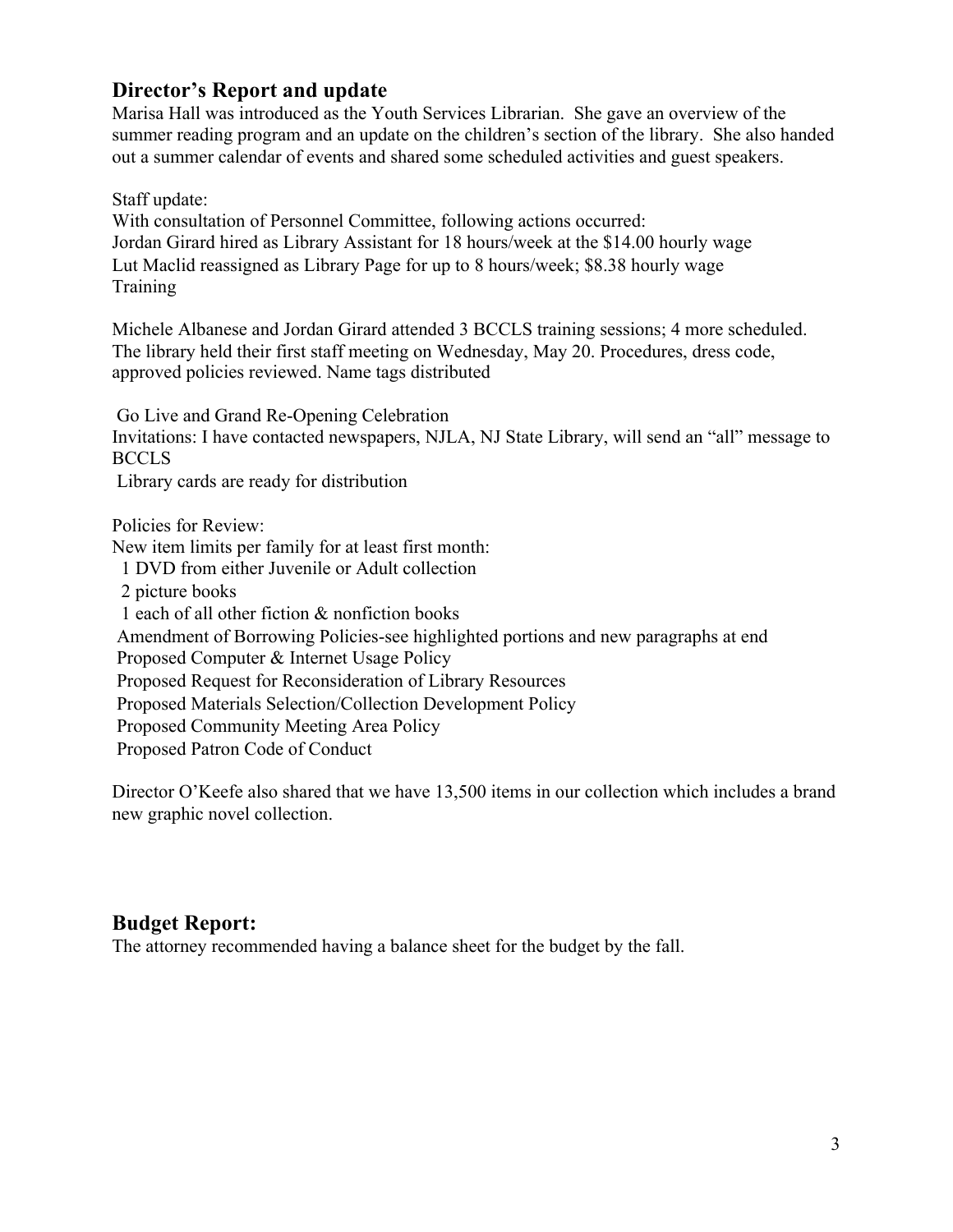## Director's Report and update

Marisa Hall was introduced as the Youth Services Librarian. She gave an overview of the summer reading program and an update on the children's section of the library. She also handed out a summer calendar of events and shared some scheduled activities and guest speakers.

Staff update:
With consultation of Personnel Committee, following actions occurred:
Jordan Girard hired as Library Assistant for 18 hours/week at the $14.00 hourly wage
Lut Maclid reassigned as Library Page for up to 8 hours/week; $8.38 hourly wage
Training

Michele Albanese and Jordan Girard attended 3 BCCLS training sessions; 4 more scheduled.
The library held their first staff meeting on Wednesday, May 20. Procedures, dress code, approved policies reviewed. Name tags distributed

Go Live and Grand Re-Opening Celebration
Invitations: I have contacted newspapers, NJLA, NJ State Library, will send an "all" message to BCCLS
Library cards are ready for distribution

Policies for Review:
New item limits per family for at least first month:
1 DVD from either Juvenile or Adult collection
2 picture books
1 each of all other fiction & nonfiction books
Amendment of Borrowing Policies-see highlighted portions and new paragraphs at end
Proposed Computer & Internet Usage Policy
Proposed Request for Reconsideration of Library Resources
Proposed Materials Selection/Collection Development Policy
Proposed Community Meeting Area Policy
Proposed Patron Code of Conduct

Director O'Keefe also shared that we have 13,500 items in our collection which includes a brand new graphic novel collection.

## Budget Report:

The attorney recommended having a balance sheet for the budget by the fall.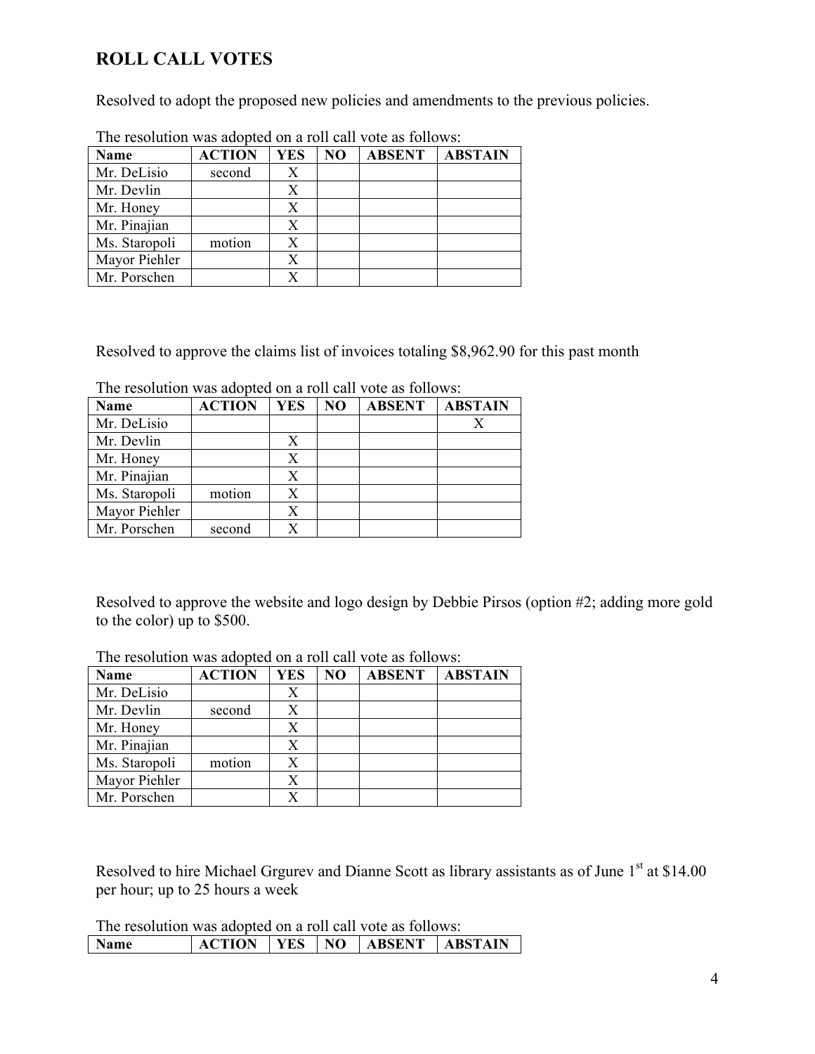## ROLL CALL VOTES

Resolved to adopt the proposed new policies and amendments to the previous policies.

The resolution was adopted on a roll call vote as follows:

| Name | ACTION | YES | NO | ABSENT | ABSTAIN |
|---|---|---|---|---|---|
| Mr. DeLisio | second | X | | | |
| Mr. Devlin | | X | | | |
| Mr. Honey | | X | | | |
| Mr. Pinajian | | X | | | |
| Ms. Staropoli | motion | X | | | |
| Mayor Piehler | | X | | | |
| Mr. Porschen | | X | | | |

Resolved to approve the claims list of invoices totaling $8,962.90 for this past month

The resolution was adopted on a roll call vote as follows:

| Name | ACTION | YES | NO | ABSENT | ABSTAIN |
|---|---|---|---|---|---|
| Mr. DeLisio | | | | | X |
| Mr. Devlin | | X | | | |
| Mr. Honey | | X | | | |
| Mr. Pinajian | | X | | | |
| Ms. Staropoli | motion | X | | | |
| Mayor Piehler | | X | | | |
| Mr. Porschen | second | X | | | |

Resolved to approve the website and logo design by Debbie Pirsos (option #2; adding more gold to the color) up to $500.

The resolution was adopted on a roll call vote as follows:

| Name | ACTION | YES | NO | ABSENT | ABSTAIN |
|---|---|---|---|---|---|
| Mr. DeLisio | | X | | | |
| Mr. Devlin | second | X | | | |
| Mr. Honey | | X | | | |
| Mr. Pinajian | | X | | | |
| Ms. Staropoli | motion | X | | | |
| Mayor Piehler | | X | | | |
| Mr. Porschen | | X | | | |

Resolved to hire Michael Grgurev and Dianne Scott as library assistants as of June 1st at $14.00 per hour; up to 25 hours a week

The resolution was adopted on a roll call vote as follows:

| Name | ACTION | YES | NO | ABSENT | ABSTAIN |
|---|---|---|---|---|---|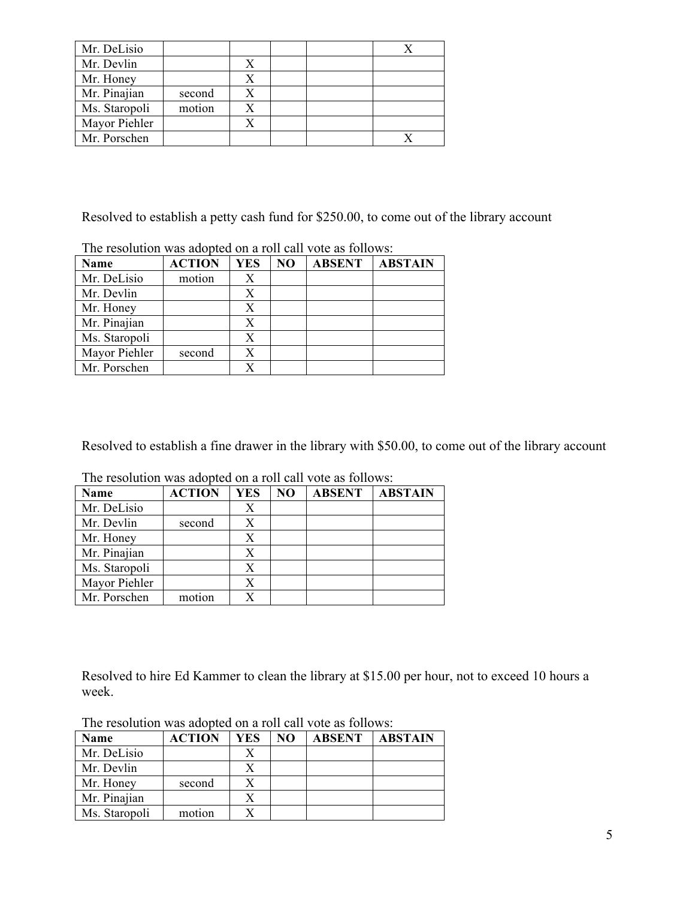| Mr. DeLisio | | | | | X |
|---|---|---|---|---|---|
| Mr. Devlin | | X | | | |
| Mr. Honey | | X | | | |
| Mr. Pinajian | second | X | | | |
| Ms. Staropoli | motion | X | | | |
| Mayor Piehler | | X | | | |
| Mr. Porschen | | | | | X |

Resolved to establish a petty cash fund for $250.00, to come out of the library account

The resolution was adopted on a roll call vote as follows:

| Name | ACTION | YES | NO | ABSENT | ABSTAIN |
|---|---|---|---|---|---|
| Mr. DeLisio | motion | X | | | |
| Mr. Devlin | | X | | | |
| Mr. Honey | | X | | | |
| Mr. Pinajian | | X | | | |
| Ms. Staropoli | | X | | | |
| Mayor Piehler | second | X | | | |
| Mr. Porschen | | X | | | |

Resolved to establish a fine drawer in the library with $50.00, to come out of the library account

The resolution was adopted on a roll call vote as follows:

| Name | ACTION | YES | NO | ABSENT | ABSTAIN |
|---|---|---|---|---|---|
| Mr. DeLisio | | X | | | |
| Mr. Devlin | second | X | | | |
| Mr. Honey | | X | | | |
| Mr. Pinajian | | X | | | |
| Ms. Staropoli | | X | | | |
| Mayor Piehler | | X | | | |
| Mr. Porschen | motion | X | | | |

Resolved to hire Ed Kammer to clean the library at $15.00 per hour, not to exceed 10 hours a week.

The resolution was adopted on a roll call vote as follows:

| Name | ACTION | YES | NO | ABSENT | ABSTAIN |
|---|---|---|---|---|---|
| Mr. DeLisio | | X | | | |
| Mr. Devlin | | X | | | |
| Mr. Honey | second | X | | | |
| Mr. Pinajian | | X | | | |
| Ms. Staropoli | motion | X | | | |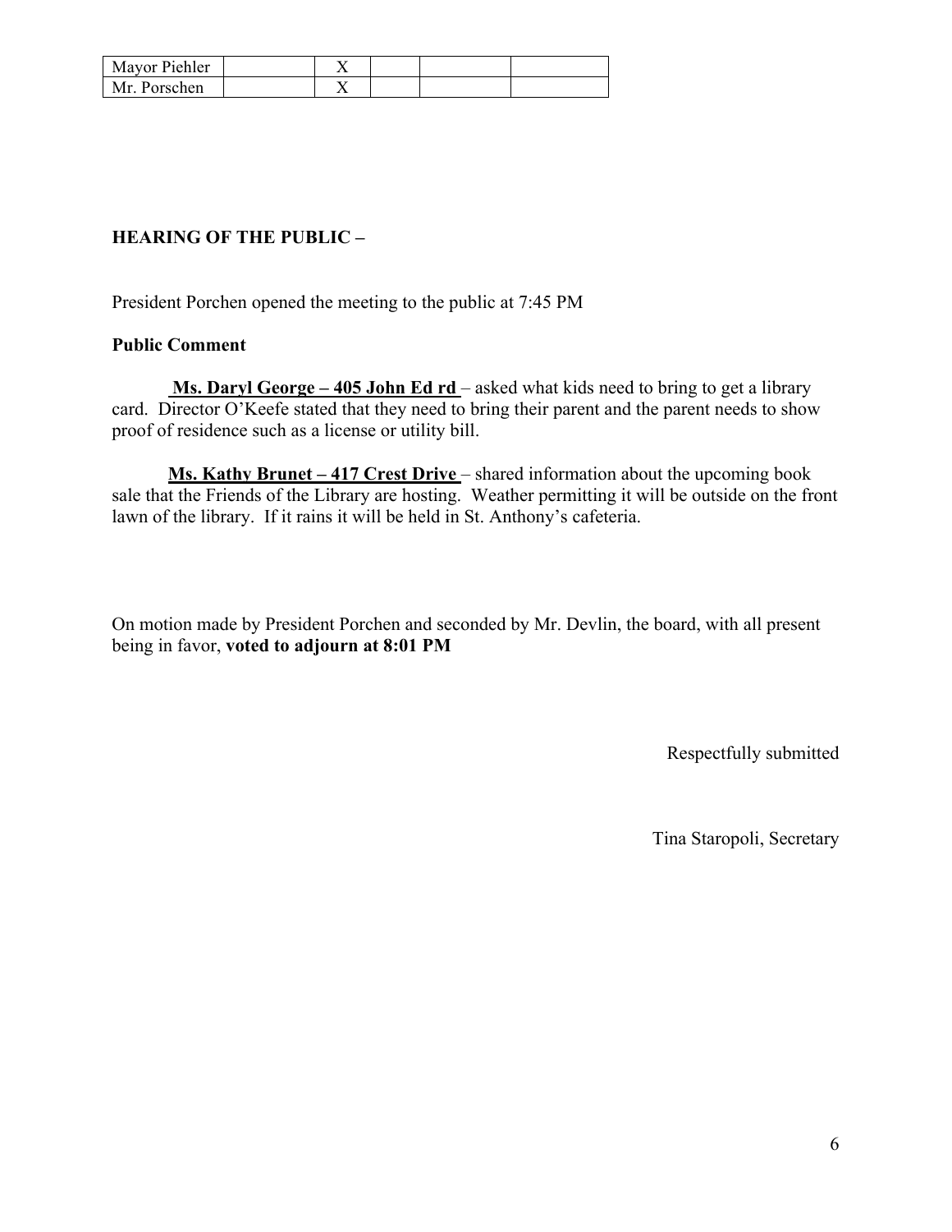| | | | | | |
|---|---|---|---|---|---|
| Mayor Piehler | | X | | | |
| Mr. Porschen | | X | | | |

**HEARING OF THE PUBLIC –**

President Porchen opened the meeting to the public at 7:45 PM

**Public Comment**

**Ms. Daryl George – 405 John Ed rd** – asked what kids need to bring to get a library card. Director O'Keefe stated that they need to bring their parent and the parent needs to show proof of residence such as a license or utility bill.

**Ms. Kathy Brunet – 417 Crest Drive** – shared information about the upcoming book sale that the Friends of the Library are hosting. Weather permitting it will be outside on the front lawn of the library. If it rains it will be held in St. Anthony's cafeteria.

On motion made by President Porchen and seconded by Mr. Devlin, the board, with all present being in favor, **voted to adjourn at 8:01 PM**

Respectfully submitted

Tina Staropoli, Secretary